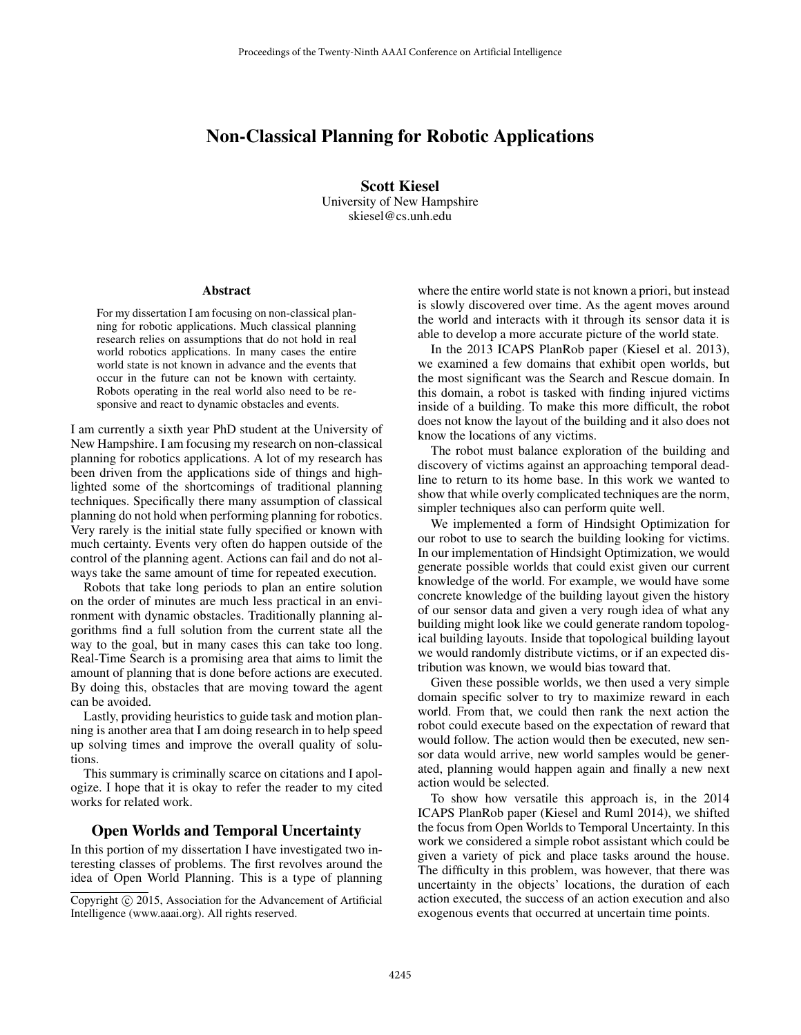# Non-Classical Planning for Robotic Applications

**Scott Kiesel**
University of New Hampshire
skiesel@cs.unh.edu

### Abstract

For my dissertation I am focusing on non-classical planning for robotic applications. Much classical planning research relies on assumptions that do not hold in real world robotics applications. In many cases the entire world state is not known in advance and the events that occur in the future can not be known with certainty. Robots operating in the real world also need to be responsive and react to dynamic obstacles and events.

I am currently a sixth year PhD student at the University of New Hampshire. I am focusing my research on non-classical planning for robotics applications. A lot of my research has been driven from the applications side of things and highlighted some of the shortcomings of traditional planning techniques. Specifically there many assumption of classical planning do not hold when performing planning for robotics. Very rarely is the initial state fully specified or known with much certainty. Events very often do happen outside of the control of the planning agent. Actions can fail and do not always take the same amount of time for repeated execution.

Robots that take long periods to plan an entire solution on the order of minutes are much less practical in an environment with dynamic obstacles. Traditionally planning algorithms find a full solution from the current state all the way to the goal, but in many cases this can take too long. Real-Time Search is a promising area that aims to limit the amount of planning that is done before actions are executed. By doing this, obstacles that are moving toward the agent can be avoided.

Lastly, providing heuristics to guide task and motion planning is another area that I am doing research in to help speed up solving times and improve the overall quality of solutions.

This summary is criminally scarce on citations and I apologize. I hope that it is okay to refer the reader to my cited works for related work.

## Open Worlds and Temporal Uncertainty

In this portion of my dissertation I have investigated two interesting classes of problems. The first revolves around the idea of Open World Planning. This is a type of planning where the entire world state is not known a priori, but instead is slowly discovered over time. As the agent moves around the world and interacts with it through its sensor data it is able to develop a more accurate picture of the world state.

In the 2013 ICAPS PlanRob paper (Kiesel et al. 2013), we examined a few domains that exhibit open worlds, but the most significant was the Search and Rescue domain. In this domain, a robot is tasked with finding injured victims inside of a building. To make this more difficult, the robot does not know the layout of the building and it also does not know the locations of any victims.

The robot must balance exploration of the building and discovery of victims against an approaching temporal deadline to return to its home base. In this work we wanted to show that while overly complicated techniques are the norm, simpler techniques also can perform quite well.

We implemented a form of Hindsight Optimization for our robot to use to search the building looking for victims. In our implementation of Hindsight Optimization, we would generate possible worlds that could exist given our current knowledge of the world. For example, we would have some concrete knowledge of the building layout given the history of our sensor data and given a very rough idea of what any building might look like we could generate random topological building layouts. Inside that topological building layout we would randomly distribute victims, or if an expected distribution was known, we would bias toward that.

Given these possible worlds, we then used a very simple domain specific solver to try to maximize reward in each world. From that, we could then rank the next action the robot could execute based on the expectation of reward that would follow. The action would then be executed, new sensor data would arrive, new world samples would be generated, planning would happen again and finally a new next action would be selected.

To show how versatile this approach is, in the 2014 ICAPS PlanRob paper (Kiesel and Ruml 2014), we shifted the focus from Open Worlds to Temporal Uncertainty. In this work we considered a simple robot assistant which could be given a variety of pick and place tasks around the house. The difficulty in this problem, was however, that there was uncertainty in the objects' locations, the duration of each action executed, the success of an action execution and also exogenous events that occurred at uncertain time points.

Copyright © 2015, Association for the Advancement of Artificial Intelligence (www.aaai.org). All rights reserved.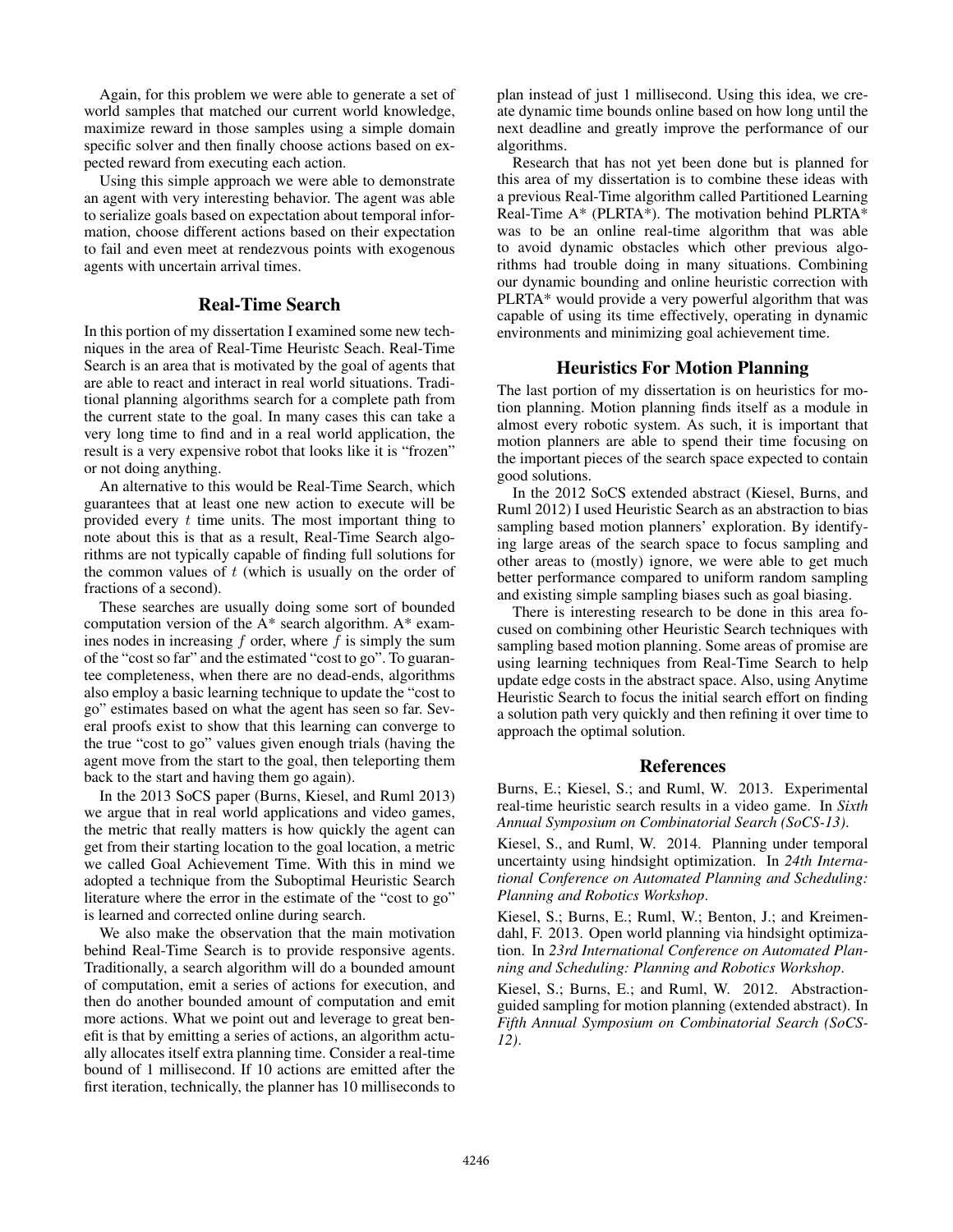Again, for this problem we were able to generate a set of world samples that matched our current world knowledge, maximize reward in those samples using a simple domain specific solver and then finally choose actions based on expected reward from executing each action.

Using this simple approach we were able to demonstrate an agent with very interesting behavior. The agent was able to serialize goals based on expectation about temporal information, choose different actions based on their expectation to fail and even meet at rendezvous points with exogenous agents with uncertain arrival times.

## Real-Time Search

In this portion of my dissertation I examined some new techniques in the area of Real-Time Heuristc Seach. Real-Time Search is an area that is motivated by the goal of agents that are able to react and interact in real world situations. Traditional planning algorithms search for a complete path from the current state to the goal. In many cases this can take a very long time to find and in a real world application, the result is a very expensive robot that looks like it is "frozen" or not doing anything.

An alternative to this would be Real-Time Search, which guarantees that at least one new action to execute will be provided every $t$ time units. The most important thing to note about this is that as a result, Real-Time Search algorithms are not typically capable of finding full solutions for the common values of $t$ (which is usually on the order of fractions of a second).

These searches are usually doing some sort of bounded computation version of the A* search algorithm. A* examines nodes in increasing $f$ order, where $f$ is simply the sum of the "cost so far" and the estimated "cost to go". To guarantee completeness, when there are no dead-ends, algorithms also employ a basic learning technique to update the "cost to go" estimates based on what the agent has seen so far. Several proofs exist to show that this learning can converge to the true "cost to go" values given enough trials (having the agent move from the start to the goal, then teleporting them back to the start and having them go again).

In the 2013 SoCS paper (Burns, Kiesel, and Ruml 2013) we argue that in real world applications and video games, the metric that really matters is how quickly the agent can get from their starting location to the goal location, a metric we called Goal Achievement Time. With this in mind we adopted a technique from the Suboptimal Heuristic Search literature where the error in the estimate of the "cost to go" is learned and corrected online during search.

We also make the observation that the main motivation behind Real-Time Search is to provide responsive agents. Traditionally, a search algorithm will do a bounded amount of computation, emit a series of actions for execution, and then do another bounded amount of computation and emit more actions. What we point out and leverage to great benefit is that by emitting a series of actions, an algorithm actually allocates itself extra planning time. Consider a real-time bound of 1 millisecond. If 10 actions are emitted after the first iteration, technically, the planner has 10 milliseconds to plan instead of just 1 millisecond. Using this idea, we create dynamic time bounds online based on how long until the next deadline and greatly improve the performance of our algorithms.

Research that has not yet been done but is planned for this area of my dissertation is to combine these ideas with a previous Real-Time algorithm called Partitioned Learning Real-Time A* (PLRTA*). The motivation behind PLRTA* was to be an online real-time algorithm that was able to avoid dynamic obstacles which other previous algorithms had trouble doing in many situations. Combining our dynamic bounding and online heuristic correction with PLRTA* would provide a very powerful algorithm that was capable of using its time effectively, operating in dynamic environments and minimizing goal achievement time.

## Heuristics For Motion Planning

The last portion of my dissertation is on heuristics for motion planning. Motion planning finds itself as a module in almost every robotic system. As such, it is important that motion planners are able to spend their time focusing on the important pieces of the search space expected to contain good solutions.

In the 2012 SoCS extended abstract (Kiesel, Burns, and Ruml 2012) I used Heuristic Search as an abstraction to bias sampling based motion planners' exploration. By identifying large areas of the search space to focus sampling and other areas to (mostly) ignore, we were able to get much better performance compared to uniform random sampling and existing simple sampling biases such as goal biasing.

There is interesting research to be done in this area focused on combining other Heuristic Search techniques with sampling based motion planning. Some areas of promise are using learning techniques from Real-Time Search to help update edge costs in the abstract space. Also, using Anytime Heuristic Search to focus the initial search effort on finding a solution path very quickly and then refining it over time to approach the optimal solution.

## References

Burns, E.; Kiesel, S.; and Ruml, W. 2013. Experimental real-time heuristic search results in a video game. In *Sixth Annual Symposium on Combinatorial Search (SoCS-13)*.

Kiesel, S., and Ruml, W. 2014. Planning under temporal uncertainty using hindsight optimization. In *24th International Conference on Automated Planning and Scheduling: Planning and Robotics Workshop*.

Kiesel, S.; Burns, E.; Ruml, W.; Benton, J.; and Kreimendahl, F. 2013. Open world planning via hindsight optimization. In *23rd International Conference on Automated Planning and Scheduling: Planning and Robotics Workshop*.

Kiesel, S.; Burns, E.; and Ruml, W. 2012. Abstraction-guided sampling for motion planning (extended abstract). In *Fifth Annual Symposium on Combinatorial Search (SoCS-12)*.